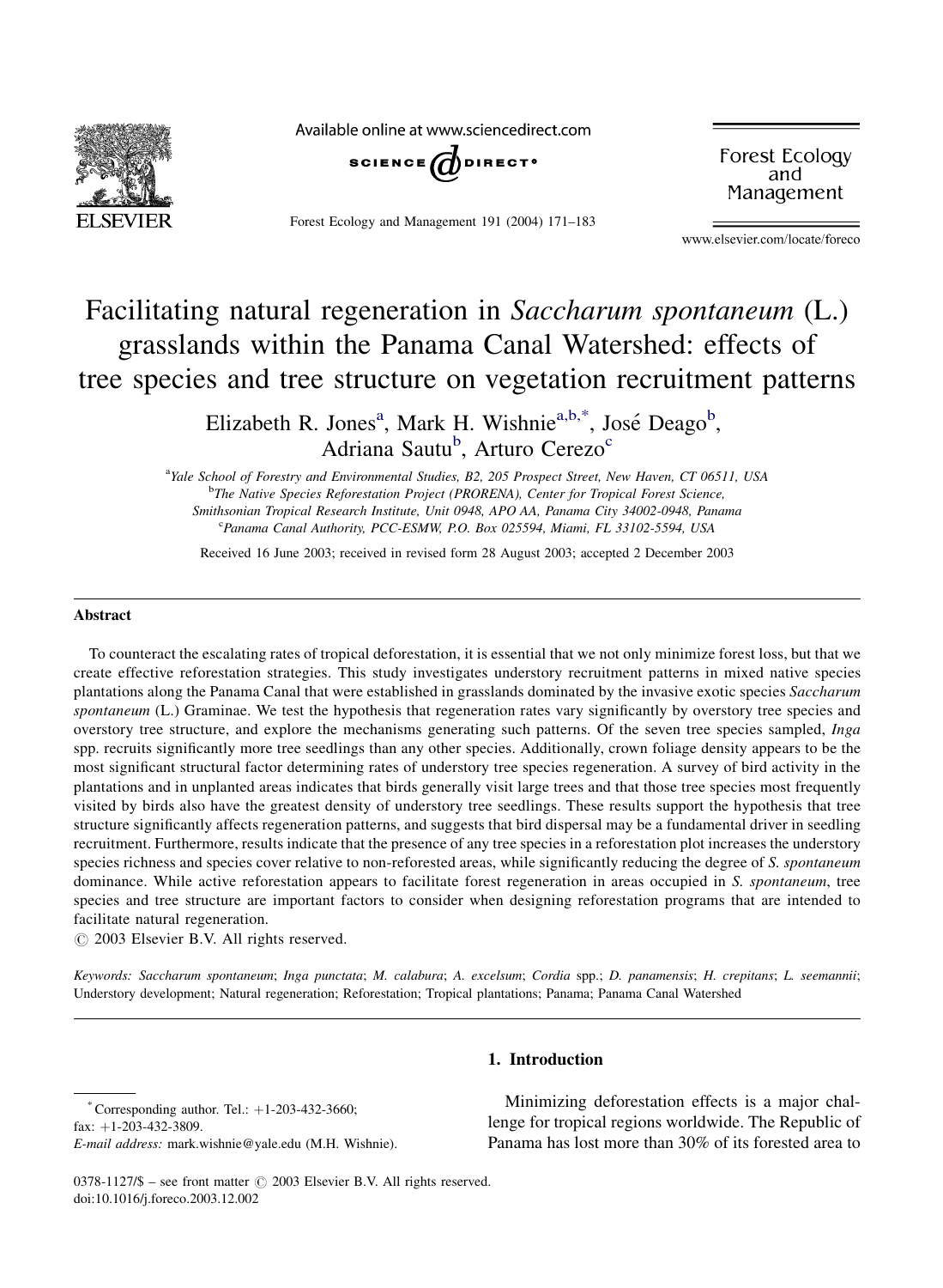# Facilitating natural regeneration in *Saccharum spontaneum* (L.) grasslands within the Panama Canal Watershed: effects of tree species and tree structure on vegetation recruitment patterns

Elizabeth R. Jones[a], Mark H. Wishnie[a,b,*], José Deago[b], Adriana Sautu[b], Arturo Cerezo[c]

[a]Yale School of Forestry and Environmental Studies, B2, 205 Prospect Street, New Haven, CT 06511, USA
[b]The Native Species Reforestation Project (PRORENA), Center for Tropical Forest Science, Smithsonian Tropical Research Institute, Unit 0948, APO AA, Panama City 34002-0948, Panama
[c]Panama Canal Authority, PCC-ESMW, P.O. Box 025594, Miami, FL 33102-5594, USA

Received 16 June 2003; received in revised form 28 August 2003; accepted 2 December 2003

## Abstract

To counteract the escalating rates of tropical deforestation, it is essential that we not only minimize forest loss, but that we create effective reforestation strategies. This study investigates understory recruitment patterns in mixed native species plantations along the Panama Canal that were established in grasslands dominated by the invasive exotic species *Saccharum spontaneum* (L.) Graminae. We test the hypothesis that regeneration rates vary significantly by overstory tree species and overstory tree structure, and explore the mechanisms generating such patterns. Of the seven tree species sampled, *Inga* spp. recruits significantly more tree seedlings than any other species. Additionally, crown foliage density appears to be the most significant structural factor determining rates of understory tree species regeneration. A survey of bird activity in the plantations and in unplanted areas indicates that birds generally visit large trees and that those tree species most frequently visited by birds also have the greatest density of understory tree seedlings. These results support the hypothesis that tree structure significantly affects regeneration patterns, and suggests that bird dispersal may be a fundamental driver in seedling recruitment. Furthermore, results indicate that the presence of any tree species in a reforestation plot increases the understory species richness and species cover relative to non-reforested areas, while significantly reducing the degree of *S. spontaneum* dominance. While active reforestation appears to facilitate forest regeneration in areas occupied in *S. spontaneum*, tree species and tree structure are important factors to consider when designing reforestation programs that are intended to facilitate natural regeneration.

© 2003 Elsevier B.V. All rights reserved.

*Keywords:* *Saccharum spontaneum*; *Inga punctata*; *M. calabura*; *A. excelsum*; *Cordia* spp.; *D. panamensis*; *H. crepitans*; *L. seemannii*; Understory development; Natural regeneration; Reforestation; Tropical plantations; Panama; Panama Canal Watershed

## 1. Introduction

Minimizing deforestation effects is a major challenge for tropical regions worldwide. The Republic of Panama has lost more than 30% of its forested area to

---

* Corresponding author. Tel.: +1-203-432-3660; fax: +1-203-432-3809.
*E-mail address:* mark.wishnie@yale.edu (M.H. Wishnie).

0378-1127/$ – see front matter © 2003 Elsevier B.V. All rights reserved.
doi:10.1016/j.foreco.2003.12.002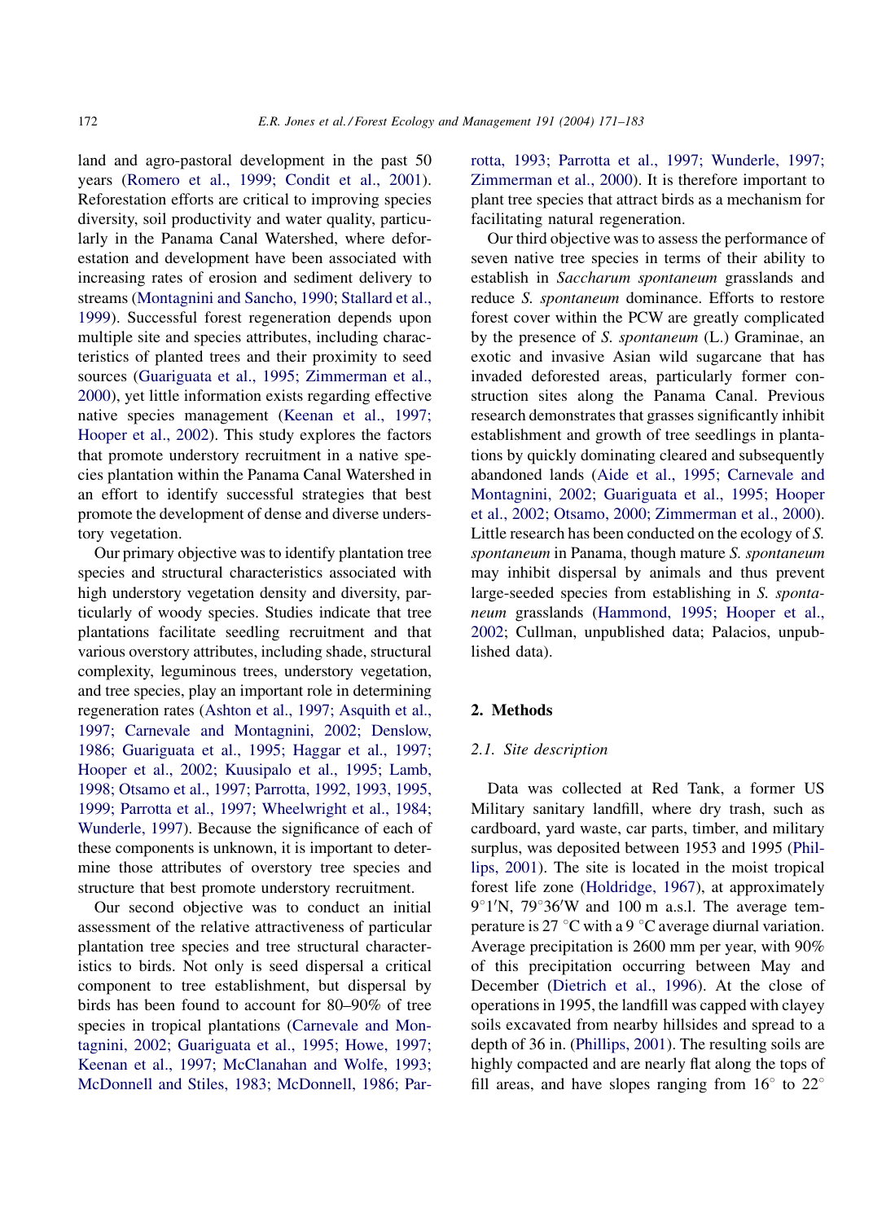land and agro-pastoral development in the past 50 years (Romero et al., 1999; Condit et al., 2001). Reforestation efforts are critical to improving species diversity, soil productivity and water quality, particularly in the Panama Canal Watershed, where deforestation and development have been associated with increasing rates of erosion and sediment delivery to streams (Montagnini and Sancho, 1990; Stallard et al., 1999). Successful forest regeneration depends upon multiple site and species attributes, including characteristics of planted trees and their proximity to seed sources (Guariguata et al., 1995; Zimmerman et al., 2000), yet little information exists regarding effective native species management (Keenan et al., 1997; Hooper et al., 2002). This study explores the factors that promote understory recruitment in a native species plantation within the Panama Canal Watershed in an effort to identify successful strategies that best promote the development of dense and diverse understory vegetation.

Our primary objective was to identify plantation tree species and structural characteristics associated with high understory vegetation density and diversity, particularly of woody species. Studies indicate that tree plantations facilitate seedling recruitment and that various overstory attributes, including shade, structural complexity, leguminous trees, understory vegetation, and tree species, play an important role in determining regeneration rates (Ashton et al., 1997; Asquith et al., 1997; Carnevale and Montagnini, 2002; Denslow, 1986; Guariguata et al., 1995; Haggar et al., 1997; Hooper et al., 2002; Kuusipalo et al., 1995; Lamb, 1998; Otsamo et al., 1997; Parrotta, 1992, 1993, 1995, 1999; Parrotta et al., 1997; Wheelwright et al., 1984; Wunderle, 1997). Because the significance of each of these components is unknown, it is important to determine those attributes of overstory tree species and structure that best promote understory recruitment.

Our second objective was to conduct an initial assessment of the relative attractiveness of particular plantation tree species and tree structural characteristics to birds. Not only is seed dispersal a critical component to tree establishment, but dispersal by birds has been found to account for 80–90% of tree species in tropical plantations (Carnevale and Montagnini, 2002; Guariguata et al., 1995; Howe, 1997; Keenan et al., 1997; McClanahan and Wolfe, 1993; McDonnell and Stiles, 1983; McDonnell, 1986; Parrotta, 1993; Parrotta et al., 1997; Wunderle, 1997; Zimmerman et al., 2000). It is therefore important to plant tree species that attract birds as a mechanism for facilitating natural regeneration.

Our third objective was to assess the performance of seven native tree species in terms of their ability to establish in *Saccharum spontaneum* grasslands and reduce *S. spontaneum* dominance. Efforts to restore forest cover within the PCW are greatly complicated by the presence of *S. spontaneum* (L.) Graminae, an exotic and invasive Asian wild sugarcane that has invaded deforested areas, particularly former construction sites along the Panama Canal. Previous research demonstrates that grasses significantly inhibit establishment and growth of tree seedlings in plantations by quickly dominating cleared and subsequently abandoned lands (Aide et al., 1995; Carnevale and Montagnini, 2002; Guariguata et al., 1995; Hooper et al., 2002; Otsamo, 2000; Zimmerman et al., 2000). Little research has been conducted on the ecology of *S. spontaneum* in Panama, though mature *S. spontaneum* may inhibit dispersal by animals and thus prevent large-seeded species from establishing in *S. spontaneum* grasslands (Hammond, 1995; Hooper et al., 2002; Cullman, unpublished data; Palacios, unpublished data).

## 2. Methods

### 2.1. Site description

Data was collected at Red Tank, a former US Military sanitary landfill, where dry trash, such as cardboard, yard waste, car parts, timber, and military surplus, was deposited between 1953 and 1995 (Phillips, 2001). The site is located in the moist tropical forest life zone (Holdridge, 1967), at approximately 9°1′N, 79°36′W and 100 m a.s.l. The average temperature is 27 °C with a 9 °C average diurnal variation. Average precipitation is 2600 mm per year, with 90% of this precipitation occurring between May and December (Dietrich et al., 1996). At the close of operations in 1995, the landfill was capped with clayey soils excavated from nearby hillsides and spread to a depth of 36 in. (Phillips, 2001). The resulting soils are highly compacted and are nearly flat along the tops of fill areas, and have slopes ranging from 16° to 22°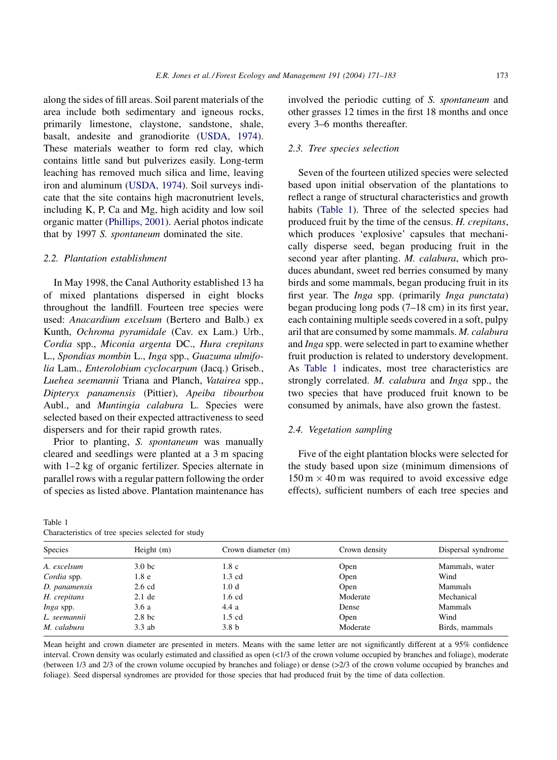along the sides of fill areas. Soil parent materials of the area include both sedimentary and igneous rocks, primarily limestone, claystone, sandstone, shale, basalt, andesite and granodiorite (USDA, 1974). These materials weather to form red clay, which contains little sand but pulverizes easily. Long-term leaching has removed much silica and lime, leaving iron and aluminum (USDA, 1974). Soil surveys indicate that the site contains high macronutrient levels, including K, P, Ca and Mg, high acidity and low soil organic matter (Phillips, 2001). Aerial photos indicate that by 1997 *S. spontaneum* dominated the site.

### 2.2. Plantation establishment

In May 1998, the Canal Authority established 13 ha of mixed plantations dispersed in eight blocks throughout the landfill. Fourteen tree species were used: *Anacardium excelsum* (Bertero and Balb.) ex Kunth, *Ochroma pyramidale* (Cav. ex Lam.) Urb., *Cordia* spp., *Miconia argenta* DC., *Hura crepitans* L., *Spondias mombin* L., *Inga* spp., *Guazuma ulmifolia* Lam., *Enterolobium cyclocarpum* (Jacq.) Griseb., *Luehea seemannii* Triana and Planch, *Vatairea* spp., *Dipteryx panamensis* (Pittier), *Apeiba tibourbou* Aubl., and *Muntingia calabura* L. Species were selected based on their expected attractiveness to seed dispersers and for their rapid growth rates.

Prior to planting, *S. spontaneum* was manually cleared and seedlings were planted at a 3 m spacing with 1–2 kg of organic fertilizer. Species alternate in parallel rows with a regular pattern following the order of species as listed above. Plantation maintenance has involved the periodic cutting of *S. spontaneum* and other grasses 12 times in the first 18 months and once every 3–6 months thereafter.

### 2.3. Tree species selection

Seven of the fourteen utilized species were selected based upon initial observation of the plantations to reflect a range of structural characteristics and growth habits (Table 1). Three of the selected species had produced fruit by the time of the census. *H. crepitans*, which produces 'explosive' capsules that mechanically disperse seed, began producing fruit in the second year after planting. *M. calabura*, which produces abundant, sweet red berries consumed by many birds and some mammals, began producing fruit in its first year. The *Inga* spp. (primarily *Inga punctata*) began producing long pods (7–18 cm) in its first year, each containing multiple seeds covered in a soft, pulpy aril that are consumed by some mammals. *M. calabura* and *Inga* spp. were selected in part to examine whether fruit production is related to understory development. As Table 1 indicates, most tree characteristics are strongly correlated. *M. calabura* and *Inga* spp., the two species that have produced fruit known to be consumed by animals, have also grown the fastest.

### 2.4. Vegetation sampling

Five of the eight plantation blocks were selected for the study based upon size (minimum dimensions of $150\,\text{m} \times 40\,\text{m}$ was required to avoid excessive edge effects), sufficient numbers of each tree species and

Table 1
Characteristics of tree species selected for study

| Species | Height (m) | Crown diameter (m) | Crown density | Dispersal syndrome |
|---|---|---|---|---|
| *A. excelsum* | 3.0 bc | 1.8 c | Open | Mammals, water |
| *Cordia* spp. | 1.8 e | 1.3 cd | Open | Wind |
| *D. panamensis* | 2.6 cd | 1.0 d | Open | Mammals |
| *H. crepitans* | 2.1 de | 1.6 cd | Moderate | Mechanical |
| *Inga* spp. | 3.6 a | 4.4 a | Dense | Mammals |
| *L. seemannii* | 2.8 bc | 1.5 cd | Open | Wind |
| *M. calabura* | 3.3 ab | 3.8 b | Moderate | Birds, mammals |

Mean height and crown diameter are presented in meters. Means with the same letter are not significantly different at a 95% confidence interval. Crown density was ocularly estimated and classified as open (<1/3 of the crown volume occupied by branches and foliage), moderate (between 1/3 and 2/3 of the crown volume occupied by branches and foliage) or dense (>2/3 of the crown volume occupied by branches and foliage). Seed dispersal syndromes are provided for those species that had produced fruit by the time of data collection.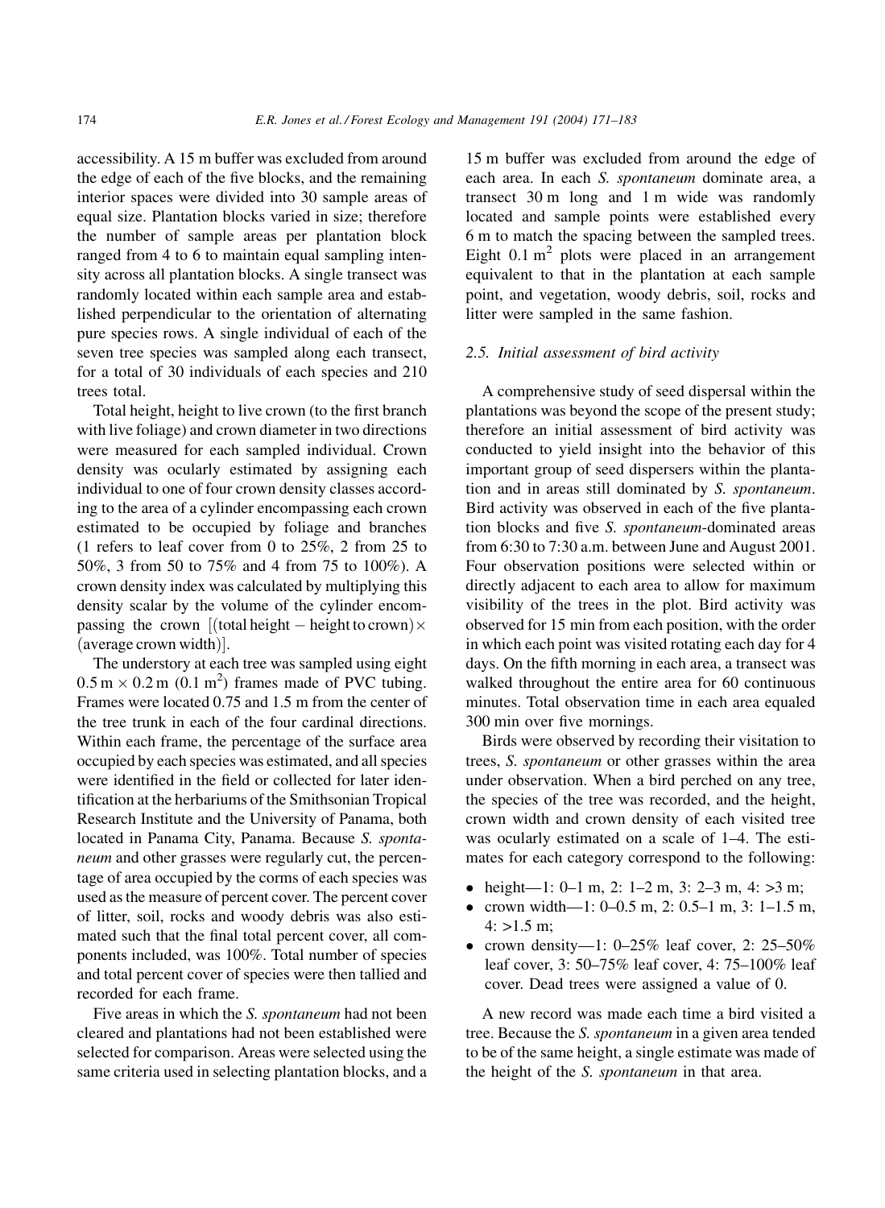accessibility. A 15 m buffer was excluded from around the edge of each of the five blocks, and the remaining interior spaces were divided into 30 sample areas of equal size. Plantation blocks varied in size; therefore the number of sample areas per plantation block ranged from 4 to 6 to maintain equal sampling intensity across all plantation blocks. A single transect was randomly located within each sample area and established perpendicular to the orientation of alternating pure species rows. A single individual of each of the seven tree species was sampled along each transect, for a total of 30 individuals of each species and 210 trees total.

Total height, height to live crown (to the first branch with live foliage) and crown diameter in two directions were measured for each sampled individual. Crown density was ocularly estimated by assigning each individual to one of four crown density classes according to the area of a cylinder encompassing each crown estimated to be occupied by foliage and branches (1 refers to leaf cover from 0 to 25%, 2 from 25 to 50%, 3 from 50 to 75% and 4 from 75 to 100%). A crown density index was calculated by multiplying this density scalar by the volume of the cylinder encompassing the crown $[(\text{total height} - \text{height to crown}) \times (\text{average crown width})]$.

The understory at each tree was sampled using eight $0.5\,\text{m} \times 0.2\,\text{m}$ ($0.1\,\text{m}^2$) frames made of PVC tubing. Frames were located 0.75 and 1.5 m from the center of the tree trunk in each of the four cardinal directions. Within each frame, the percentage of the surface area occupied by each species was estimated, and all species were identified in the field or collected for later identification at the herbariums of the Smithsonian Tropical Research Institute and the University of Panama, both located in Panama City, Panama. Because *S. spontaneum* and other grasses were regularly cut, the percentage of area occupied by the corms of each species was used as the measure of percent cover. The percent cover of litter, soil, rocks and woody debris was also estimated such that the final total percent cover, all components included, was 100%. Total number of species and total percent cover of species were then tallied and recorded for each frame.

Five areas in which the *S. spontaneum* had not been cleared and plantations had not been established were selected for comparison. Areas were selected using the same criteria used in selecting plantation blocks, and a 15 m buffer was excluded from around the edge of each area. In each *S. spontaneum* dominate area, a transect 30 m long and 1 m wide was randomly located and sample points were established every 6 m to match the spacing between the sampled trees. Eight $0.1\,\text{m}^2$ plots were placed in an arrangement equivalent to that in the plantation at each sample point, and vegetation, woody debris, soil, rocks and litter were sampled in the same fashion.

### 2.5. Initial assessment of bird activity

A comprehensive study of seed dispersal within the plantations was beyond the scope of the present study; therefore an initial assessment of bird activity was conducted to yield insight into the behavior of this important group of seed dispersers within the plantation and in areas still dominated by *S. spontaneum*. Bird activity was observed in each of the five plantation blocks and five *S. spontaneum*-dominated areas from 6:30 to 7:30 a.m. between June and August 2001. Four observation positions were selected within or directly adjacent to each area to allow for maximum visibility of the trees in the plot. Bird activity was observed for 15 min from each position, with the order in which each point was visited rotating each day for 4 days. On the fifth morning in each area, a transect was walked throughout the entire area for 60 continuous minutes. Total observation time in each area equaled 300 min over five mornings.

Birds were observed by recording their visitation to trees, *S. spontaneum* or other grasses within the area under observation. When a bird perched on any tree, the species of the tree was recorded, and the height, crown width and crown density of each visited tree was ocularly estimated on a scale of 1–4. The estimates for each category correspond to the following:

- height—1: 0–1 m, 2: 1–2 m, 3: 2–3 m, 4: >3 m;
- crown width—1: 0–0.5 m, 2: 0.5–1 m, 3: 1–1.5 m, 4: >1.5 m;
- crown density—1: 0–25% leaf cover, 2: 25–50% leaf cover, 3: 50–75% leaf cover, 4: 75–100% leaf cover. Dead trees were assigned a value of 0.

A new record was made each time a bird visited a tree. Because the *S. spontaneum* in a given area tended to be of the same height, a single estimate was made of the height of the *S. spontaneum* in that area.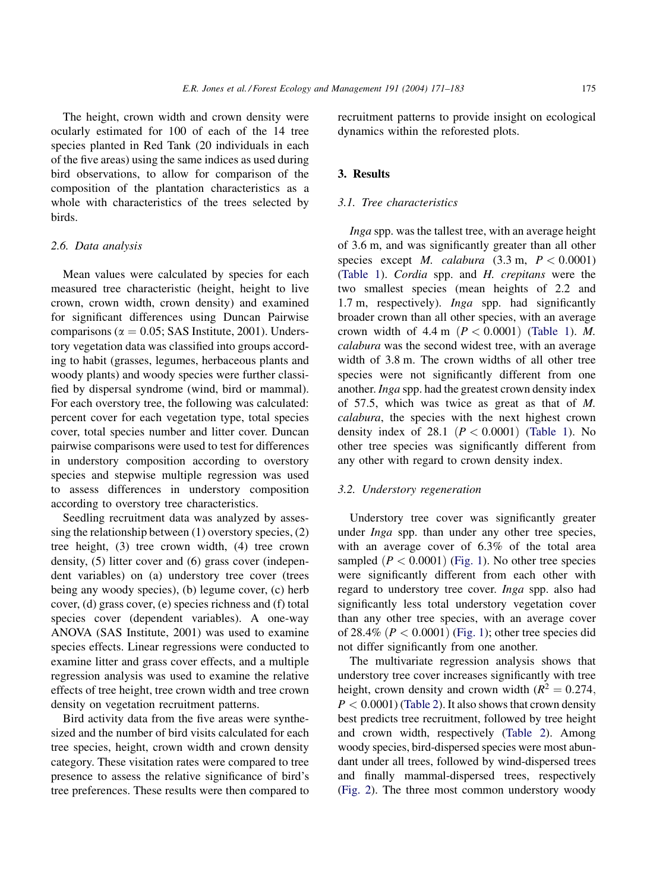The height, crown width and crown density were ocularly estimated for 100 of each of the 14 tree species planted in Red Tank (20 individuals in each of the five areas) using the same indices as used during bird observations, to allow for comparison of the composition of the plantation characteristics as a whole with characteristics of the trees selected by birds.

### 2.6. Data analysis

Mean values were calculated by species for each measured tree characteristic (height, height to live crown, crown width, crown density) and examined for significant differences using Duncan Pairwise comparisons ($\alpha = 0.05$; SAS Institute, 2001). Understory vegetation data was classified into groups according to habit (grasses, legumes, herbaceous plants and woody plants) and woody species were further classified by dispersal syndrome (wind, bird or mammal). For each overstory tree, the following was calculated: percent cover for each vegetation type, total species cover, total species number and litter cover. Duncan pairwise comparisons were used to test for differences in understory composition according to overstory species and stepwise multiple regression was used to assess differences in understory composition according to overstory tree characteristics.

Seedling recruitment data was analyzed by assessing the relationship between (1) overstory species, (2) tree height, (3) tree crown width, (4) tree crown density, (5) litter cover and (6) grass cover (independent variables) on (a) understory tree cover (trees being any woody species), (b) legume cover, (c) herb cover, (d) grass cover, (e) species richness and (f) total species cover (dependent variables). A one-way ANOVA (SAS Institute, 2001) was used to examine species effects. Linear regressions were conducted to examine litter and grass cover effects, and a multiple regression analysis was used to examine the relative effects of tree height, tree crown width and tree crown density on vegetation recruitment patterns.

Bird activity data from the five areas were synthesized and the number of bird visits calculated for each tree species, height, crown width and crown density category. These visitation rates were compared to tree presence to assess the relative significance of bird's tree preferences. These results were then compared to recruitment patterns to provide insight on ecological dynamics within the reforested plots.

## 3. Results

### 3.1. Tree characteristics

*Inga* spp. was the tallest tree, with an average height of 3.6 m, and was significantly greater than all other species except *M. calabura* (3.3 m, $P < 0.0001$) (Table 1). *Cordia* spp. and *H. crepitans* were the two smallest species (mean heights of 2.2 and 1.7 m, respectively). *Inga* spp. had significantly broader crown than all other species, with an average crown width of 4.4 m ($P < 0.0001$) (Table 1). *M. calabura* was the second widest tree, with an average width of 3.8 m. The crown widths of all other tree species were not significantly different from one another. *Inga* spp. had the greatest crown density index of 57.5, which was twice as great as that of *M. calabura*, the species with the next highest crown density index of 28.1 ($P < 0.0001$) (Table 1). No other tree species was significantly different from any other with regard to crown density index.

### 3.2. Understory regeneration

Understory tree cover was significantly greater under *Inga* spp. than under any other tree species, with an average cover of 6.3% of the total area sampled ($P < 0.0001$) (Fig. 1). No other tree species were significantly different from each other with regard to understory tree cover. *Inga* spp. also had significantly less total understory vegetation cover than any other tree species, with an average cover of 28.4% ($P < 0.0001$) (Fig. 1); other tree species did not differ significantly from one another.

The multivariate regression analysis shows that understory tree cover increases significantly with tree height, crown density and crown width ($R^2 = 0.274$, $P < 0.0001$) (Table 2). It also shows that crown density best predicts tree recruitment, followed by tree height and crown width, respectively (Table 2). Among woody species, bird-dispersed species were most abundant under all trees, followed by wind-dispersed trees and finally mammal-dispersed trees, respectively (Fig. 2). The three most common understory woody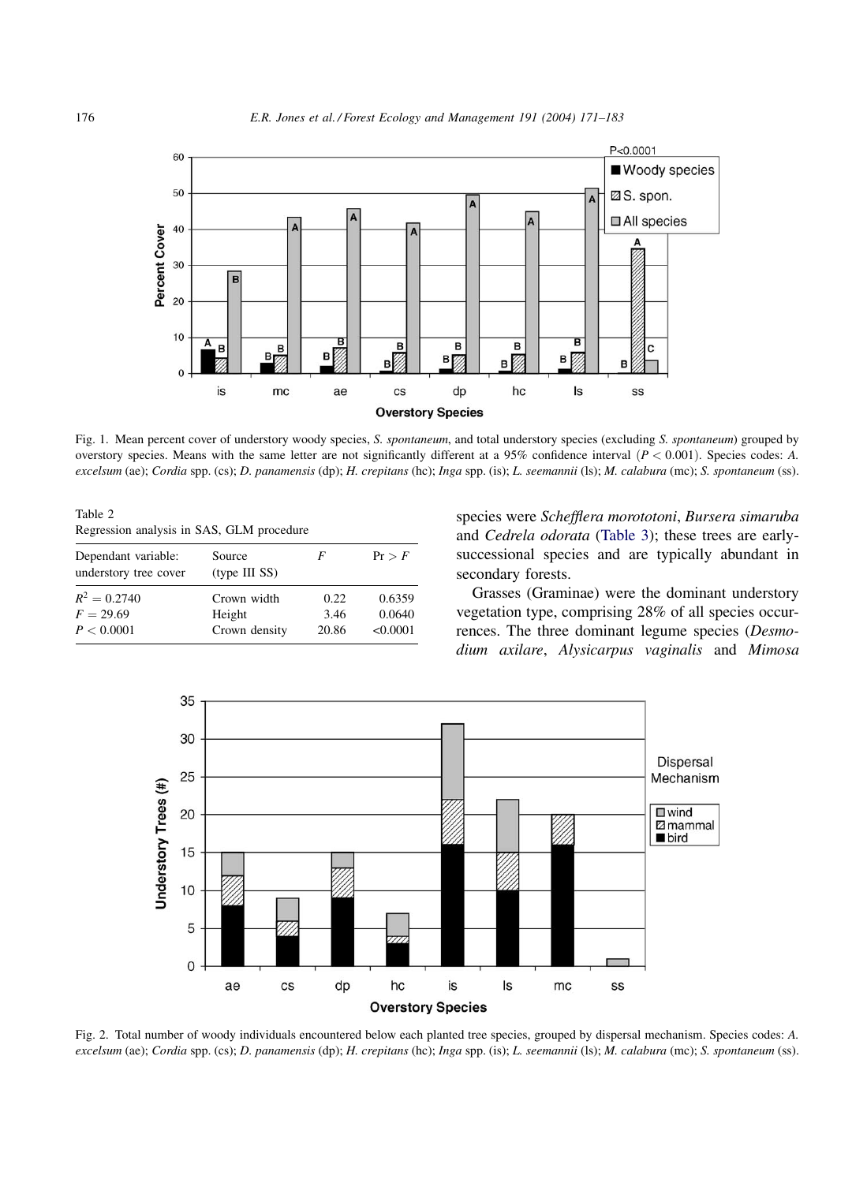P<0.0001

Woody species
S. spon.
All species

Percent Cover

60
50
40
30
20
10
0

is mc ae cs dp hc ls ss

Overstory Species

A B B
B B A
B B A
B B A
B B A
B B A
B B A
B A C

Fig. 1. Mean percent cover of understory woody species, *S. spontaneum*, and total understory species (excluding *S. spontaneum*) grouped by overstory species. Means with the same letter are not significantly different at a 95% confidence interval ($P < 0.001$). Species codes: *A. excelsum* (ae); *Cordia* spp. (cs); *D. panamensis* (dp); *H. crepitans* (hc); *Inga* spp. (is); *L. seemannii* (ls); *M. calabura* (mc); *S. spontaneum* (ss).

Table 2
Regression analysis in SAS, GLM procedure

| Dependant variable: understory tree cover | Source (type III SS) | $F$ | $\Pr > F$ |
|---|---|---|---|
| $R^2 = 0.2740$ | Crown width | 0.22 | 0.6359 |
| $F = 29.69$ | Height | 3.46 | 0.0640 |
| $P < 0.0001$ | Crown density | 20.86 | <0.0001 |

species were *Schefflera morototoni*, *Bursera simaruba* and *Cedrela odorata* (Table 3); these trees are early-successional species and are typically abundant in secondary forests.

Grasses (Graminae) were the dominant understory vegetation type, comprising 28% of all species occurrences. The three dominant legume species (*Desmodium axilare*, *Alysicarpus vaginalis* and *Mimosa*

Understory Trees (#)

35
30
25
20
15
10
5
0

ae cs dp hc is ls mc ss

Overstory Species

Dispersal Mechanism

wind
mammal
bird

Fig. 2. Total number of woody individuals encountered below each planted tree species, grouped by dispersal mechanism. Species codes: *A. excelsum* (ae); *Cordia* spp. (cs); *D. panamensis* (dp); *H. crepitans* (hc); *Inga* spp. (is); *L. seemannii* (ls); *M. calabura* (mc); *S. spontaneum* (ss).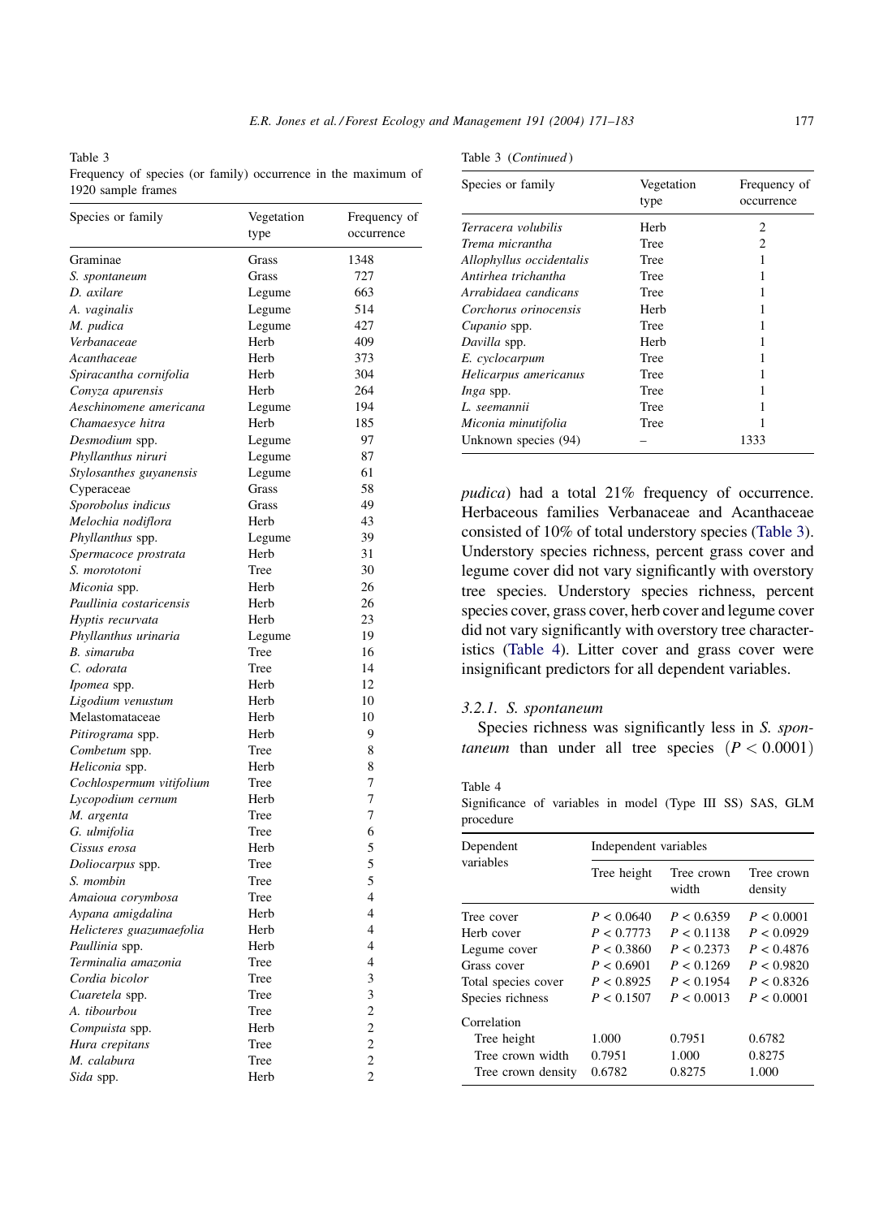Table 3
Frequency of species (or family) occurrence in the maximum of 1920 sample frames

| Species or family | Vegetation type | Frequency of occurrence |
|---|---|---|
| Graminae | Grass | 1348 |
| *S. spontaneum* | Grass | 727 |
| *D. axilare* | Legume | 663 |
| *A. vaginalis* | Legume | 514 |
| *M. pudica* | Legume | 427 |
| *Verbanaceae* | Herb | 409 |
| *Acanthaceae* | Herb | 373 |
| *Spiracantha cornifolia* | Herb | 304 |
| *Conyza apurensis* | Herb | 264 |
| *Aeschinomene americana* | Legume | 194 |
| *Chamaesyce hitra* | Herb | 185 |
| *Desmodium* spp. | Legume | 97 |
| *Phyllanthus niruri* | Legume | 87 |
| *Stylosanthes guyanensis* | Legume | 61 |
| Cyperaceae | Grass | 58 |
| *Sporobolus indicus* | Grass | 49 |
| *Melochia nodiflora* | Herb | 43 |
| *Phyllanthus* spp. | Legume | 39 |
| *Spermacoce prostrata* | Herb | 31 |
| *S. morototoni* | Tree | 30 |
| *Miconia* spp. | Herb | 26 |
| *Paullinia costaricensis* | Herb | 26 |
| *Hyptis recurvata* | Herb | 23 |
| *Phyllanthus urinaria* | Legume | 19 |
| *B. simaruba* | Tree | 16 |
| *C. odorata* | Tree | 14 |
| *Ipomea* spp. | Herb | 12 |
| *Ligodium venustum* | Herb | 10 |
| Melastomataceae | Herb | 10 |
| *Pitirograma* spp. | Herb | 9 |
| *Combetum* spp. | Tree | 8 |
| *Heliconia* spp. | Herb | 8 |
| *Cochlospermum vitifolium* | Tree | 7 |
| *Lycopodium cernum* | Herb | 7 |
| *M. argenta* | Tree | 7 |
| *G. ulmifolia* | Tree | 6 |
| *Cissus erosa* | Herb | 5 |
| *Doliocarpus* spp. | Tree | 5 |
| *S. mombin* | Tree | 5 |
| *Amaioua corymbosa* | Tree | 4 |
| *Aypana amigdalina* | Herb | 4 |
| *Helicteres guazumaefolia* | Herb | 4 |
| *Paullinia* spp. | Herb | 4 |
| *Terminalia amazonia* | Tree | 4 |
| *Cordia bicolor* | Tree | 3 |
| *Cuaretela* spp. | Tree | 3 |
| *A. tibourbou* | Tree | 2 |
| *Compuista* spp. | Herb | 2 |
| *Hura crepitans* | Tree | 2 |
| *M. calabura* | Tree | 2 |
| *Sida* spp. | Herb | 2 |
| *Terracera volubilis* | Herb | 2 |
| *Trema micrantha* | Tree | 2 |
| *Allophyllus occidentalis* | Tree | 1 |
| *Antirhea trichantha* | Tree | 1 |
| *Arrabidaea candicans* | Tree | 1 |
| *Corchorus orinocensis* | Herb | 1 |
| *Cupanio* spp. | Tree | 1 |
| *Davilla* spp. | Herb | 1 |
| *E. cyclocarpum* | Tree | 1 |
| *Helicarpus americanus* | Tree | 1 |
| *Inga* spp. | Tree | 1 |
| *L. seemannii* | Tree | 1 |
| *Miconia minutifolia* | Tree | 1 |
| Unknown species (94) | – | 1333 |

*pudica*) had a total 21% frequency of occurrence. Herbaceous families Verbanaceae and Acanthaceae consisted of 10% of total understory species (Table 3). Understory species richness, percent grass cover and legume cover did not vary significantly with overstory tree species. Understory species richness, percent species cover, grass cover, herb cover and legume cover did not vary significantly with overstory tree characteristics (Table 4). Litter cover and grass cover were insignificant predictors for all dependent variables.

### 3.2.1. *S. spontaneum*

Species richness was significantly less in *S. spontaneum* than under all tree species ($P < 0.0001$)

Table 4
Significance of variables in model (Type III SS) SAS, GLM procedure

| Dependent variables | Independent variables | | |
|---|---|---|---|
| | Tree height | Tree crown width | Tree crown density |
| Tree cover | $P < 0.0640$ | $P < 0.6359$ | $P < 0.0001$ |
| Herb cover | $P < 0.7773$ | $P < 0.1138$ | $P < 0.0929$ |
| Legume cover | $P < 0.3860$ | $P < 0.2373$ | $P < 0.4876$ |
| Grass cover | $P < 0.6901$ | $P < 0.1269$ | $P < 0.9820$ |
| Total species cover | $P < 0.8925$ | $P < 0.1954$ | $P < 0.8326$ |
| Species richness | $P < 0.1507$ | $P < 0.0013$ | $P < 0.0001$ |
| Correlation | | | |
| Tree height | 1.000 | 0.7951 | 0.6782 |
| Tree crown width | 0.7951 | 1.000 | 0.8275 |
| Tree crown density | 0.6782 | 0.8275 | 1.000 |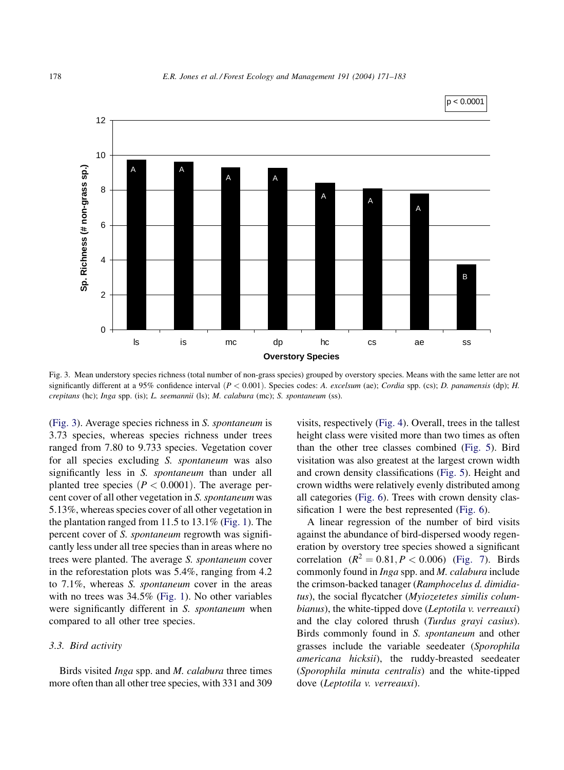p < 0.0001

12

10

8

6

4

2

0

Sp. Richness (# non-grass sp.)

A A A A A A A B

ls is mc dp hc cs ae ss

Overstory Species

Fig. 3. Mean understory species richness (total number of non-grass species) grouped by overstory species. Means with the same letter are not significantly different at a 95% confidence interval ($P < 0.001$). Species codes: *A. excelsum* (ae); *Cordia* spp. (cs); *D. panamensis* (dp); *H. crepitans* (hc); *Inga* spp. (is); *L. seemannii* (ls); *M. calabura* (mc); *S. spontaneum* (ss).

(Fig. 3). Average species richness in *S. spontaneum* is 3.73 species, whereas species richness under trees ranged from 7.80 to 9.733 species. Vegetation cover for all species excluding *S. spontaneum* was also significantly less in *S. spontaneum* than under all planted tree species ($P < 0.0001$). The average percent cover of all other vegetation in *S. spontaneum* was 5.13%, whereas species cover of all other vegetation in the plantation ranged from 11.5 to 13.1% (Fig. 1). The percent cover of *S. spontaneum* regrowth was significantly less under all tree species than in areas where no trees were planted. The average *S. spontaneum* cover in the reforestation plots was 5.4%, ranging from 4.2 to 7.1%, whereas *S. spontaneum* cover in the areas with no trees was 34.5% (Fig. 1). No other variables were significantly different in *S. spontaneum* when compared to all other tree species.

### 3.3. Bird activity

Birds visited *Inga* spp. and *M. calabura* three times more often than all other tree species, with 331 and 309 visits, respectively (Fig. 4). Overall, trees in the tallest height class were visited more than two times as often than the other tree classes combined (Fig. 5). Bird visitation was also greatest at the largest crown width and crown density classifications (Fig. 5). Height and crown widths were relatively evenly distributed among all categories (Fig. 6). Trees with crown density classification 1 were the best represented (Fig. 6).

A linear regression of the number of bird visits against the abundance of bird-dispersed woody regeneration by overstory tree species showed a significant correlation ($R^2 = 0.81, P < 0.006$) (Fig. 7). Birds commonly found in *Inga* spp. and *M. calabura* include the crimson-backed tanager (*Ramphocelus d. dimidiatus*), the social flycatcher (*Myiozetetes similis columbianus*), the white-tipped dove (*Leptotila v. verreauxi*) and the clay colored thrush (*Turdus grayi casius*). Birds commonly found in *S. spontaneum* and other grasses include the variable seedeater (*Sporophila americana hicksii*), the ruddy-breasted seedeater (*Sporophila minuta centralis*) and the white-tipped dove (*Leptotila v. verreauxi*).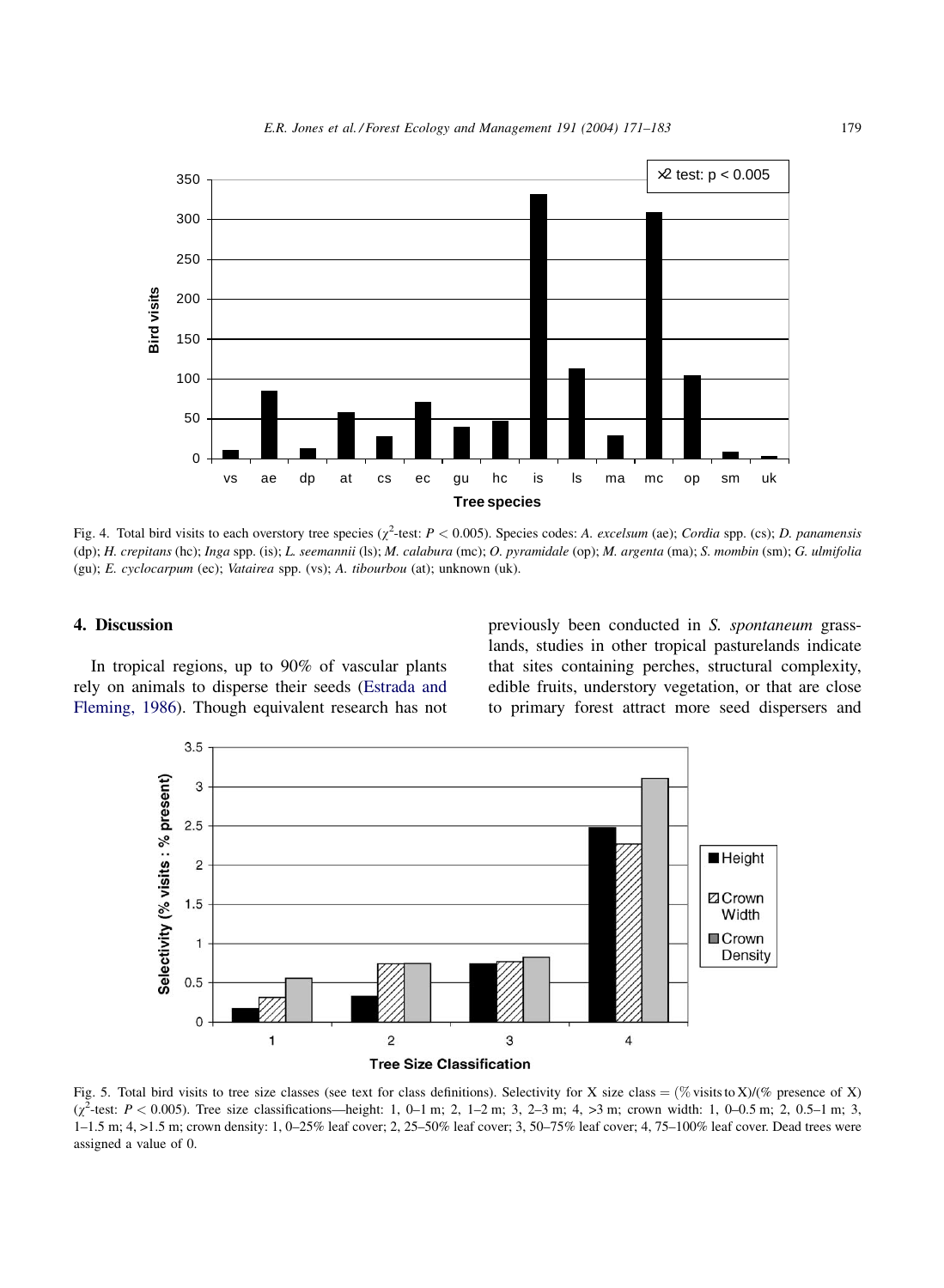χ2 test: p < 0.005

Bird visits

350
300
250
200
150
100
50
0

vs ae dp at cs ec gu hc is ls ma mc op sm uk

Tree species

Fig. 4. Total bird visits to each overstory tree species ($\chi^2$-test: $P < 0.005$). Species codes: *A. excelsum* (ae); *Cordia* spp. (cs); *D. panamensis* (dp); *H. crepitans* (hc); *Inga* spp. (is); *L. seemannii* (ls); *M. calabura* (mc); *O. pyramidale* (op); *M. argenta* (ma); *S. mombin* (sm); *G. ulmifolia* (gu); *E. cyclocarpum* (ec); *Vatairea* spp. (vs); *A. tibourbou* (at); unknown (uk).

## 4. Discussion

In tropical regions, up to 90% of vascular plants rely on animals to disperse their seeds (Estrada and Fleming, 1986). Though equivalent research has not previously been conducted in *S. spontaneum* grasslands, studies in other tropical pasturelands indicate that sites containing perches, structural complexity, edible fruits, understory vegetation, or that are close to primary forest attract more seed dispersers and

Selectivity (% visits : % present)

3.5
3
2.5
2
1.5
1
0.5
0

1 2 3 4

Tree Size Classification

Height
Crown Width
Crown Density

Fig. 5. Total bird visits to tree size classes (see text for class definitions). Selectivity for X size class = (% visits to X)/(% presence of X) ($\chi^2$-test: $P < 0.005$). Tree size classifications—height: 1, 0–1 m; 2, 1–2 m; 3, 2–3 m; 4, >3 m; crown width: 1, 0–0.5 m; 2, 0.5–1 m; 3, 1–1.5 m; 4, >1.5 m; crown density: 1, 0–25% leaf cover; 2, 25–50% leaf cover; 3, 50–75% leaf cover; 4, 75–100% leaf cover. Dead trees were assigned a value of 0.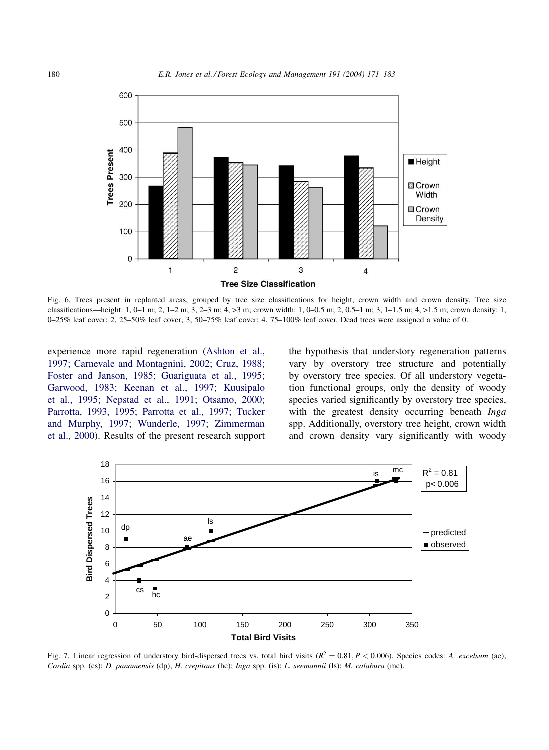600
500
400
300
200
100
0

Trees Present

1
2
3
4

Tree Size Classification

Height
Crown Width
Crown Density

Fig. 6. Trees present in replanted areas, grouped by tree size classifications for height, crown width and crown density. Tree size classifications—height: 1, 0–1 m; 2, 1–2 m; 3, 2–3 m; 4, >3 m; crown width: 1, 0–0.5 m; 2, 0.5–1 m; 3, 1–1.5 m; 4, >1.5 m; crown density: 1, 0–25% leaf cover; 2, 25–50% leaf cover; 3, 50–75% leaf cover; 4, 75–100% leaf cover. Dead trees were assigned a value of 0.

experience more rapid regeneration (Ashton et al., 1997; Carnevale and Montagnini, 2002; Cruz, 1988; Foster and Janson, 1985; Guariguata et al., 1995; Garwood, 1983; Keenan et al., 1997; Kuusipalo et al., 1995; Nepstad et al., 1991; Otsamo, 2000; Parrotta, 1993, 1995; Parrotta et al., 1997; Tucker and Murphy, 1997; Wunderle, 1997; Zimmerman et al., 2000). Results of the present research support the hypothesis that understory regeneration patterns vary by overstory tree structure and potentially by overstory tree species. Of all understory vegetation functional groups, only the density of woody species varied significantly by overstory tree species, with the greatest density occurring beneath *Inga* spp. Additionally, overstory tree height, crown width and crown density vary significantly with woody

18
16
14
12
10
8
6
4
2
0

Bird Dispersed Trees

0
50
100
150
200
250
300
350

Total Bird Visits

is
mc
dp
ls
ae
cs
hc

$R^2$ = 0.81
p< 0.006

predicted
observed

Fig. 7. Linear regression of understory bird-dispersed trees vs. total bird visits ($R^2 = 0.81, P < 0.006$). Species codes: *A. excelsum* (ae); *Cordia* spp. (cs); *D. panamensis* (dp); *H. crepitans* (hc); *Inga* spp. (is); *L. seemannii* (ls); *M. calabura* (mc).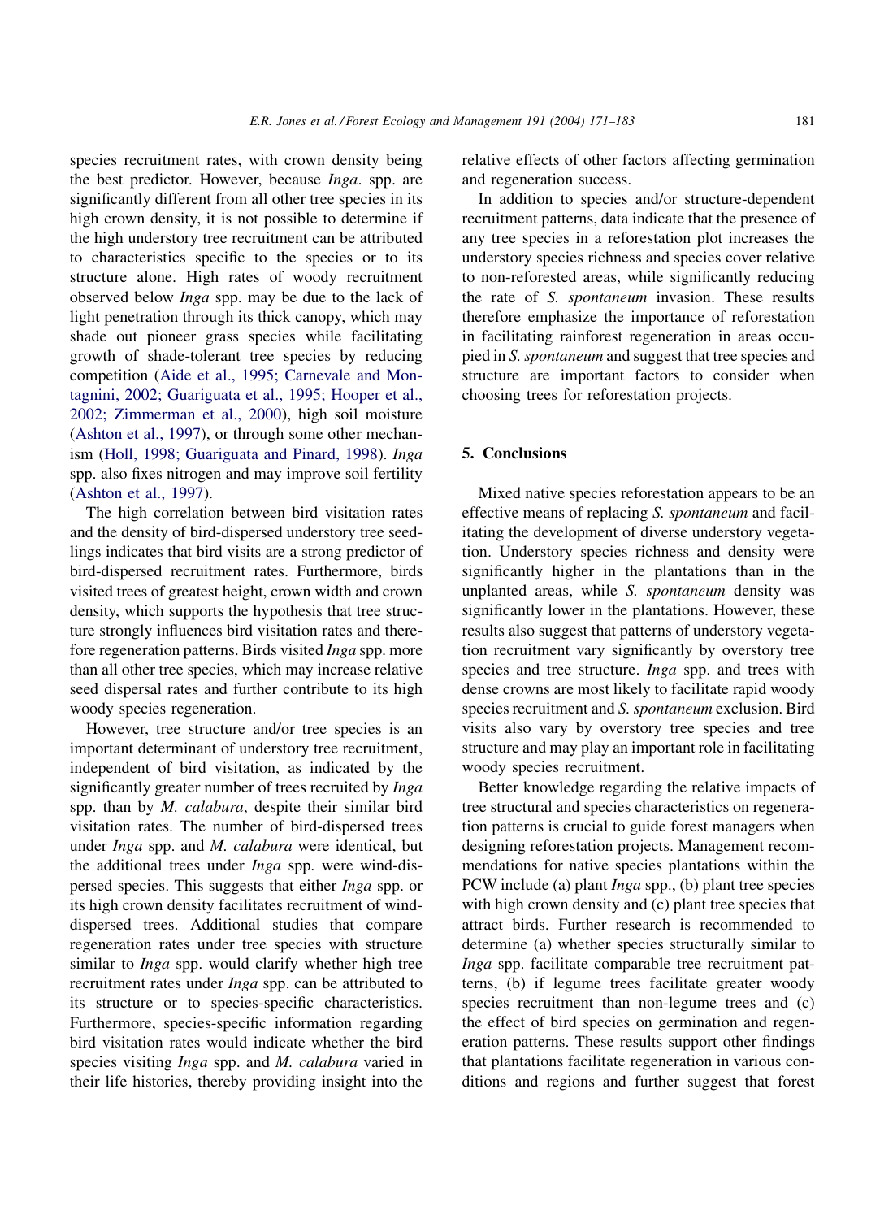species recruitment rates, with crown density being the best predictor. However, because *Inga*. spp. are significantly different from all other tree species in its high crown density, it is not possible to determine if the high understory tree recruitment can be attributed to characteristics specific to the species or to its structure alone. High rates of woody recruitment observed below *Inga* spp. may be due to the lack of light penetration through its thick canopy, which may shade out pioneer grass species while facilitating growth of shade-tolerant tree species by reducing competition (Aide et al., 1995; Carnevale and Montagnini, 2002; Guariguata et al., 1995; Hooper et al., 2002; Zimmerman et al., 2000), high soil moisture (Ashton et al., 1997), or through some other mechanism (Holl, 1998; Guariguata and Pinard, 1998). *Inga* spp. also fixes nitrogen and may improve soil fertility (Ashton et al., 1997).

The high correlation between bird visitation rates and the density of bird-dispersed understory tree seedlings indicates that bird visits are a strong predictor of bird-dispersed recruitment rates. Furthermore, birds visited trees of greatest height, crown width and crown density, which supports the hypothesis that tree structure strongly influences bird visitation rates and therefore regeneration patterns. Birds visited *Inga* spp. more than all other tree species, which may increase relative seed dispersal rates and further contribute to its high woody species regeneration.

However, tree structure and/or tree species is an important determinant of understory tree recruitment, independent of bird visitation, as indicated by the significantly greater number of trees recruited by *Inga* spp. than by *M. calabura*, despite their similar bird visitation rates. The number of bird-dispersed trees under *Inga* spp. and *M. calabura* were identical, but the additional trees under *Inga* spp. were wind-dispersed species. This suggests that either *Inga* spp. or its high crown density facilitates recruitment of wind-dispersed trees. Additional studies that compare regeneration rates under tree species with structure similar to *Inga* spp. would clarify whether high tree recruitment rates under *Inga* spp. can be attributed to its structure or to species-specific characteristics. Furthermore, species-specific information regarding bird visitation rates would indicate whether the bird species visiting *Inga* spp. and *M. calabura* varied in their life histories, thereby providing insight into the relative effects of other factors affecting germination and regeneration success.

In addition to species and/or structure-dependent recruitment patterns, data indicate that the presence of any tree species in a reforestation plot increases the understory species richness and species cover relative to non-reforested areas, while significantly reducing the rate of *S. spontaneum* invasion. These results therefore emphasize the importance of reforestation in facilitating rainforest regeneration in areas occupied in *S. spontaneum* and suggest that tree species and structure are important factors to consider when choosing trees for reforestation projects.

## 5. Conclusions

Mixed native species reforestation appears to be an effective means of replacing *S. spontaneum* and facilitating the development of diverse understory vegetation. Understory species richness and density were significantly higher in the plantations than in the unplanted areas, while *S. spontaneum* density was significantly lower in the plantations. However, these results also suggest that patterns of understory vegetation recruitment vary significantly by overstory tree species and tree structure. *Inga* spp. and trees with dense crowns are most likely to facilitate rapid woody species recruitment and *S. spontaneum* exclusion. Bird visits also vary by overstory tree species and tree structure and may play an important role in facilitating woody species recruitment.

Better knowledge regarding the relative impacts of tree structural and species characteristics on regeneration patterns is crucial to guide forest managers when designing reforestation projects. Management recommendations for native species plantations within the PCW include (a) plant *Inga* spp., (b) plant tree species with high crown density and (c) plant tree species that attract birds. Further research is recommended to determine (a) whether species structurally similar to *Inga* spp. facilitate comparable tree recruitment patterns, (b) if legume trees facilitate greater woody species recruitment than non-legume trees and (c) the effect of bird species on germination and regeneration patterns. These results support other findings that plantations facilitate regeneration in various conditions and regions and further suggest that forest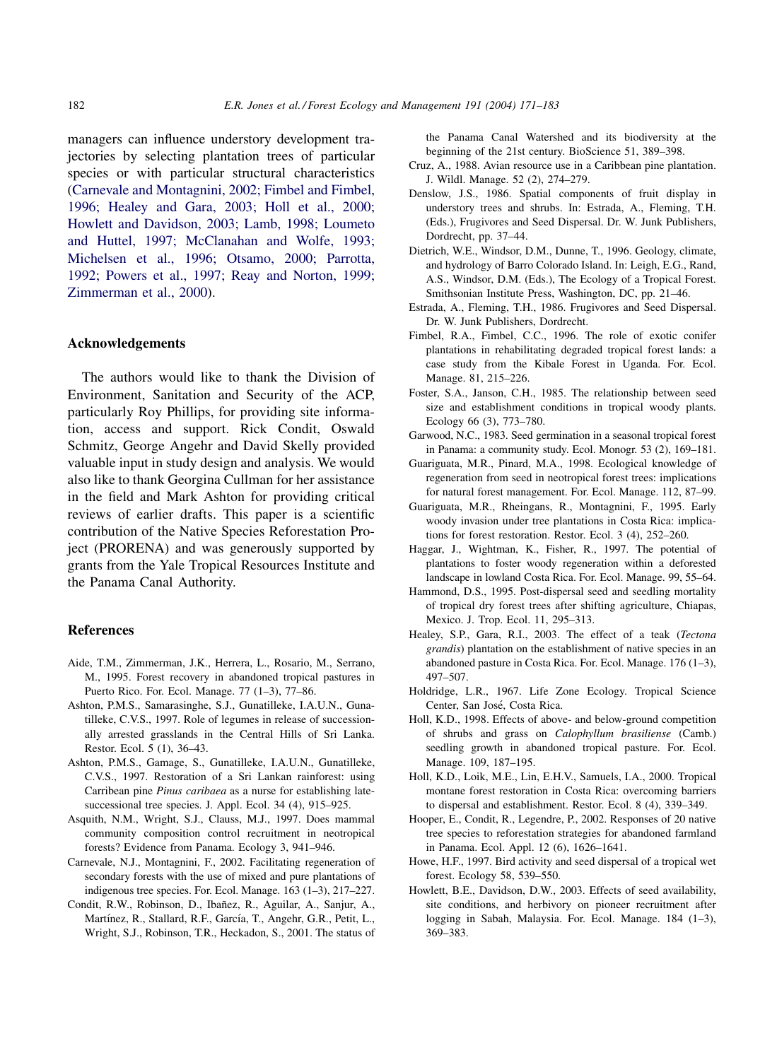managers can influence understory development trajectories by selecting plantation trees of particular species or with particular structural characteristics (Carnevale and Montagnini, 2002; Fimbel and Fimbel, 1996; Healey and Gara, 2003; Holl et al., 2000; Howlett and Davidson, 2003; Lamb, 1998; Loumeto and Huttel, 1997; McClanahan and Wolfe, 1993; Michelsen et al., 1996; Otsamo, 2000; Parrotta, 1992; Powers et al., 1997; Reay and Norton, 1999; Zimmerman et al., 2000).

## Acknowledgements

The authors would like to thank the Division of Environment, Sanitation and Security of the ACP, particularly Roy Phillips, for providing site information, access and support. Rick Condit, Oswald Schmitz, George Angehr and David Skelly provided valuable input in study design and analysis. We would also like to thank Georgina Cullman for her assistance in the field and Mark Ashton for providing critical reviews of earlier drafts. This paper is a scientific contribution of the Native Species Reforestation Project (PRORENA) and was generously supported by grants from the Yale Tropical Resources Institute and the Panama Canal Authority.

## References

Aide, T.M., Zimmerman, J.K., Herrera, L., Rosario, M., Serrano, M., 1995. Forest recovery in abandoned tropical pastures in Puerto Rico. For. Ecol. Manage. 77 (1–3), 77–86.

Ashton, P.M.S., Samarasinghe, S.J., Gunatilleke, I.A.U.N., Gunatilleke, C.V.S., 1997. Role of legumes in release of successionally arrested grasslands in the Central Hills of Sri Lanka. Restor. Ecol. 5 (1), 36–43.

Ashton, P.M.S., Gamage, S., Gunatilleke, I.A.U.N., Gunatilleke, C.V.S., 1997. Restoration of a Sri Lankan rainforest: using Carribean pine *Pinus caribaea* as a nurse for establishing late-successional tree species. J. Appl. Ecol. 34 (4), 915–925.

Asquith, N.M., Wright, S.J., Clauss, M.J., 1997. Does mammal community composition control recruitment in neotropical forests? Evidence from Panama. Ecology 3, 941–946.

Carnevale, N.J., Montagnini, F., 2002. Facilitating regeneration of secondary forests with the use of mixed and pure plantations of indigenous tree species. For. Ecol. Manage. 163 (1–3), 217–227.

Condit, R.W., Robinson, D., Ibañez, R., Aguilar, A., Sanjur, A., Martínez, R., Stallard, R.F., García, T., Angehr, G.R., Petit, L., Wright, S.J., Robinson, T.R., Heckadon, S., 2001. The status of the Panama Canal Watershed and its biodiversity at the beginning of the 21st century. BioScience 51, 389–398.

Cruz, A., 1988. Avian resource use in a Caribbean pine plantation. J. Wildl. Manage. 52 (2), 274–279.

Denslow, J.S., 1986. Spatial components of fruit display in understory trees and shrubs. In: Estrada, A., Fleming, T.H. (Eds.), Frugivores and Seed Dispersal. Dr. W. Junk Publishers, Dordrecht, pp. 37–44.

Dietrich, W.E., Windsor, D.M., Dunne, T., 1996. Geology, climate, and hydrology of Barro Colorado Island. In: Leigh, E.G., Rand, A.S., Windsor, D.M. (Eds.), The Ecology of a Tropical Forest. Smithsonian Institute Press, Washington, DC, pp. 21–46.

Estrada, A., Fleming, T.H., 1986. Frugivores and Seed Dispersal. Dr. W. Junk Publishers, Dordrecht.

Fimbel, R.A., Fimbel, C.C., 1996. The role of exotic conifer plantations in rehabilitating degraded tropical forest lands: a case study from the Kibale Forest in Uganda. For. Ecol. Manage. 81, 215–226.

Foster, S.A., Janson, C.H., 1985. The relationship between seed size and establishment conditions in tropical woody plants. Ecology 66 (3), 773–780.

Garwood, N.C., 1983. Seed germination in a seasonal tropical forest in Panama: a community study. Ecol. Monogr. 53 (2), 169–181.

Guariguata, M.R., Pinard, M.A., 1998. Ecological knowledge of regeneration from seed in neotropical forest trees: implications for natural forest management. For. Ecol. Manage. 112, 87–99.

Guariguata, M.R., Rheingans, R., Montagnini, F., 1995. Early woody invasion under tree plantations in Costa Rica: implications for forest restoration. Restor. Ecol. 3 (4), 252–260.

Haggar, J., Wightman, K., Fisher, R., 1997. The potential of plantations to foster woody regeneration within a deforested landscape in lowland Costa Rica. For. Ecol. Manage. 99, 55–64.

Hammond, D.S., 1995. Post-dispersal seed and seedling mortality of tropical dry forest trees after shifting agriculture, Chiapas, Mexico. J. Trop. Ecol. 11, 295–313.

Healey, S.P., Gara, R.I., 2003. The effect of a teak (*Tectona grandis*) plantation on the establishment of native species in an abandoned pasture in Costa Rica. For. Ecol. Manage. 176 (1–3), 497–507.

Holdridge, L.R., 1967. Life Zone Ecology. Tropical Science Center, San José, Costa Rica.

Holl, K.D., 1998. Effects of above- and below-ground competition of shrubs and grass on *Calophyllum brasiliense* (Camb.) seedling growth in abandoned tropical pasture. For. Ecol. Manage. 109, 187–195.

Holl, K.D., Loik, M.E., Lin, E.H.V., Samuels, I.A., 2000. Tropical montane forest restoration in Costa Rica: overcoming barriers to dispersal and establishment. Restor. Ecol. 8 (4), 339–349.

Hooper, E., Condit, R., Legendre, P., 2002. Responses of 20 native tree species to reforestation strategies for abandoned farmland in Panama. Ecol. Appl. 12 (6), 1626–1641.

Howe, H.F., 1997. Bird activity and seed dispersal of a tropical wet forest. Ecology 58, 539–550.

Howlett, B.E., Davidson, D.W., 2003. Effects of seed availability, site conditions, and herbivory on pioneer recruitment after logging in Sabah, Malaysia. For. Ecol. Manage. 184 (1–3), 369–383.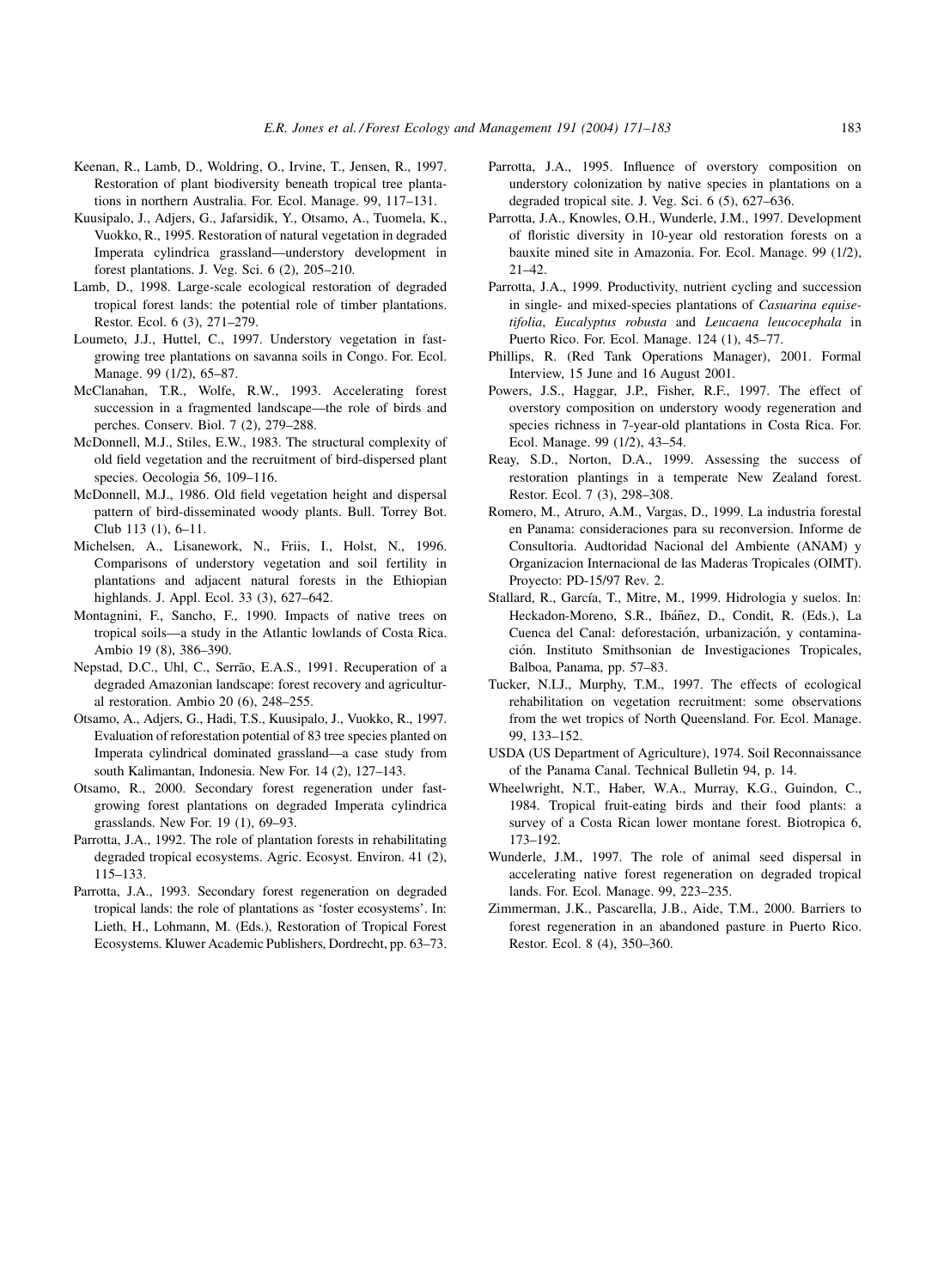Keenan, R., Lamb, D., Woldring, O., Irvine, T., Jensen, R., 1997. Restoration of plant biodiversity beneath tropical tree plantations in northern Australia. For. Ecol. Manage. 99, 117–131.

Kuusipalo, J., Adjers, G., Jafarsidik, Y., Otsamo, A., Tuomela, K., Vuokko, R., 1995. Restoration of natural vegetation in degraded Imperata cylindrica grassland—understory development in forest plantations. J. Veg. Sci. 6 (2), 205–210.

Lamb, D., 1998. Large-scale ecological restoration of degraded tropical forest lands: the potential role of timber plantations. Restor. Ecol. 6 (3), 271–279.

Loumeto, J.J., Huttel, C., 1997. Understory vegetation in fast-growing tree plantations on savanna soils in Congo. For. Ecol. Manage. 99 (1/2), 65–87.

McClanahan, T.R., Wolfe, R.W., 1993. Accelerating forest succession in a fragmented landscape—the role of birds and perches. Conserv. Biol. 7 (2), 279–288.

McDonnell, M.J., Stiles, E.W., 1983. The structural complexity of old field vegetation and the recruitment of bird-dispersed plant species. Oecologia 56, 109–116.

McDonnell, M.J., 1986. Old field vegetation height and dispersal pattern of bird-disseminated woody plants. Bull. Torrey Bot. Club 113 (1), 6–11.

Michelsen, A., Lisanework, N., Friis, I., Holst, N., 1996. Comparisons of understory vegetation and soil fertility in plantations and adjacent natural forests in the Ethiopian highlands. J. Appl. Ecol. 33 (3), 627–642.

Montagnini, F., Sancho, F., 1990. Impacts of native trees on tropical soils—a study in the Atlantic lowlands of Costa Rica. Ambio 19 (8), 386–390.

Nepstad, D.C., Uhl, C., Serrão, E.A.S., 1991. Recuperation of a degraded Amazonian landscape: forest recovery and agricultural restoration. Ambio 20 (6), 248–255.

Otsamo, A., Adjers, G., Hadi, T.S., Kuusipalo, J., Vuokko, R., 1997. Evaluation of reforestation potential of 83 tree species planted on Imperata cylindrical dominated grassland—a case study from south Kalimantan, Indonesia. New For. 14 (2), 127–143.

Otsamo, R., 2000. Secondary forest regeneration under fast-growing forest plantations on degraded Imperata cylindrica grasslands. New For. 19 (1), 69–93.

Parrotta, J.A., 1992. The role of plantation forests in rehabilitating degraded tropical ecosystems. Agric. Ecosyst. Environ. 41 (2), 115–133.

Parrotta, J.A., 1993. Secondary forest regeneration on degraded tropical lands: the role of plantations as 'foster ecosystems'. In: Lieth, H., Lohmann, M. (Eds.), Restoration of Tropical Forest Ecosystems. Kluwer Academic Publishers, Dordrecht, pp. 63–73.

Parrotta, J.A., 1995. Influence of overstory composition on understory colonization by native species in plantations on a degraded tropical site. J. Veg. Sci. 6 (5), 627–636.

Parrotta, J.A., Knowles, O.H., Wunderle, J.M., 1997. Development of floristic diversity in 10-year old restoration forests on a bauxite mined site in Amazonia. For. Ecol. Manage. 99 (1/2), 21–42.

Parrotta, J.A., 1999. Productivity, nutrient cycling and succession in single- and mixed-species plantations of *Casuarina equisetifolia*, *Eucalyptus robusta* and *Leucaena leucocephala* in Puerto Rico. For. Ecol. Manage. 124 (1), 45–77.

Phillips, R. (Red Tank Operations Manager), 2001. Formal Interview, 15 June and 16 August 2001.

Powers, J.S., Haggar, J.P., Fisher, R.F., 1997. The effect of overstory composition on understory woody regeneration and species richness in 7-year-old plantations in Costa Rica. For. Ecol. Manage. 99 (1/2), 43–54.

Reay, S.D., Norton, D.A., 1999. Assessing the success of restoration plantings in a temperate New Zealand forest. Restor. Ecol. 7 (3), 298–308.

Romero, M., Atruro, A.M., Vargas, D., 1999. La industria forestal en Panama: consideraciones para su reconversion. Informe de Consultoria. Audtoridad Nacional del Ambiente (ANAM) y Organizacion Internacional de las Maderas Tropicales (OIMT). Proyecto: PD-15/97 Rev. 2.

Stallard, R., García, T., Mitre, M., 1999. Hidrologia y suelos. In: Heckadon-Moreno, S.R., Ibáñez, D., Condit, R. (Eds.), La Cuenca del Canal: deforestación, urbanización, y contaminación. Instituto Smithsonian de Investigaciones Tropicales, Balboa, Panama, pp. 57–83.

Tucker, N.I.J., Murphy, T.M., 1997. The effects of ecological rehabilitation on vegetation recruitment: some observations from the wet tropics of North Queensland. For. Ecol. Manage. 99, 133–152.

USDA (US Department of Agriculture), 1974. Soil Reconnaissance of the Panama Canal. Technical Bulletin 94, p. 14.

Wheelwright, N.T., Haber, W.A., Murray, K.G., Guindon, C., 1984. Tropical fruit-eating birds and their food plants: a survey of a Costa Rican lower montane forest. Biotropica 6, 173–192.

Wunderle, J.M., 1997. The role of animal seed dispersal in accelerating native forest regeneration on degraded tropical lands. For. Ecol. Manage. 99, 223–235.

Zimmerman, J.K., Pascarella, J.B., Aide, T.M., 2000. Barriers to forest regeneration in an abandoned pasture in Puerto Rico. Restor. Ecol. 8 (4), 350–360.